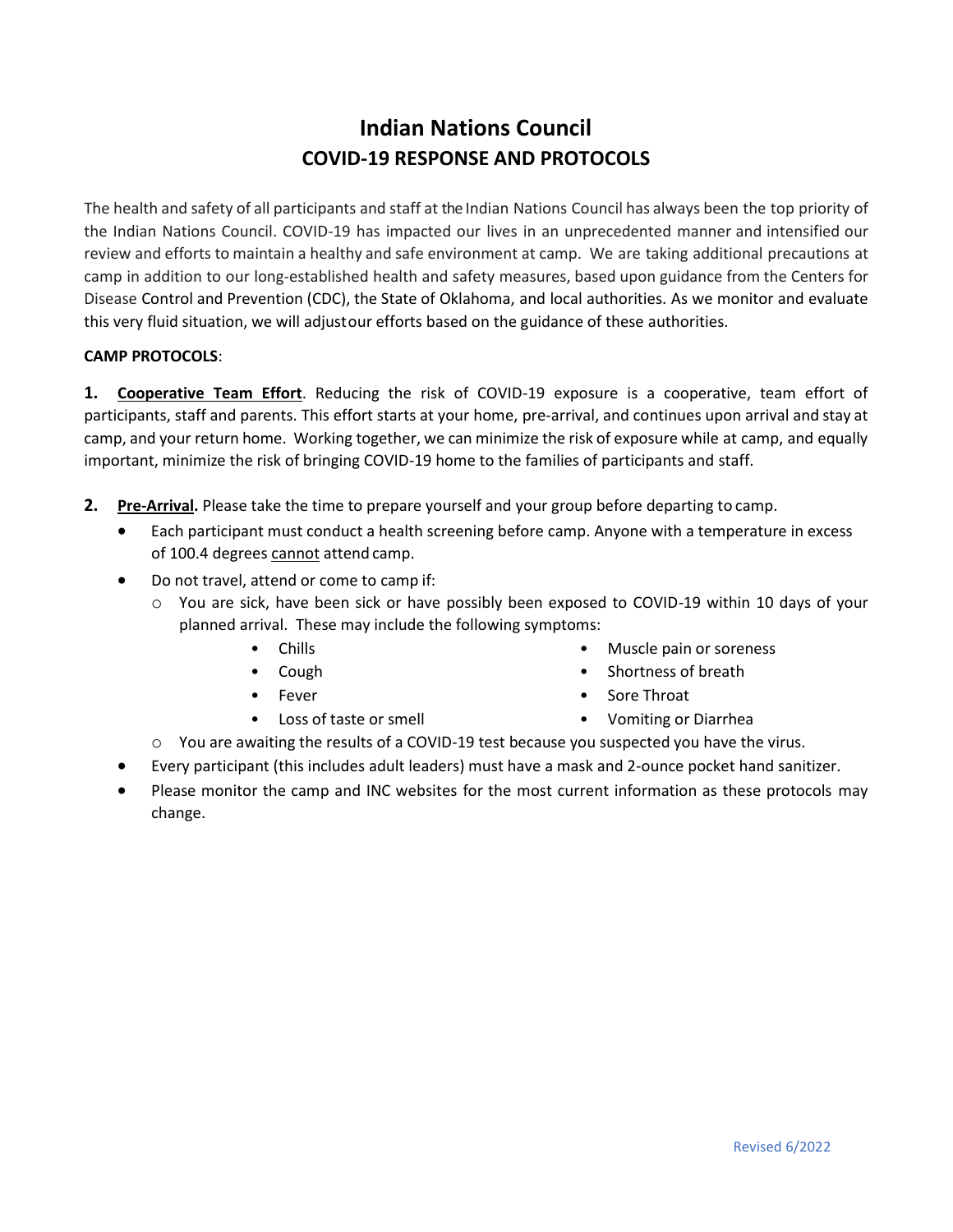# Indian Nations Council

## COVID-19 RESPONSE AND PROTOCOLS

The health and safety of all participants and staff at the Indian Nations Council has always been the top priority of the Indian Nations Council. COVID-19 has impacted our lives in an unprecedented manner and intensified our review and efforts to maintain a healthy and safe environment at camp. We are taking additional precautions at camp in addition to our long-established health and safety measures, based upon guidance from the Centers for Disease Control and Prevention (CDC), the State of Oklahoma, and local authorities. As we monitor and evaluate this very fluid situation, we will adjust our efforts based on the guidance of these authorities.

**CAMP PROTOCOLS**:

**1. Cooperative Team Effort**. Reducing the risk of COVID-19 exposure is a cooperative, team effort of participants, staff and parents. This effort starts at your home, pre-arrival, and continues upon arrival and stay at camp, and your return home. Working together, we can minimize the risk of exposure while at camp, and equally important, minimize the risk of bringing COVID-19 home to the families of participants and staff.

**2. Pre-Arrival.** Please take the time to prepare yourself and your group before departing to camp.

- Each participant must conduct a health screening before camp. Anyone with a temperature in excess of 100.4 degrees cannot attend camp.
- Do not travel, attend or come to camp if:
  - You are sick, have been sick or have possibly been exposed to COVID-19 within 10 days of your planned arrival. These may include the following symptoms:
    - Chills
    - Cough
    - Fever
    - Loss of taste or smell
    - Muscle pain or soreness
    - Shortness of breath
    - Sore Throat
    - Vomiting or Diarrhea
  - You are awaiting the results of a COVID-19 test because you suspected you have the virus.
- Every participant (this includes adult leaders) must have a mask and 2-ounce pocket hand sanitizer.
- Please monitor the camp and INC websites for the most current information as these protocols may change.

Revised 6/2022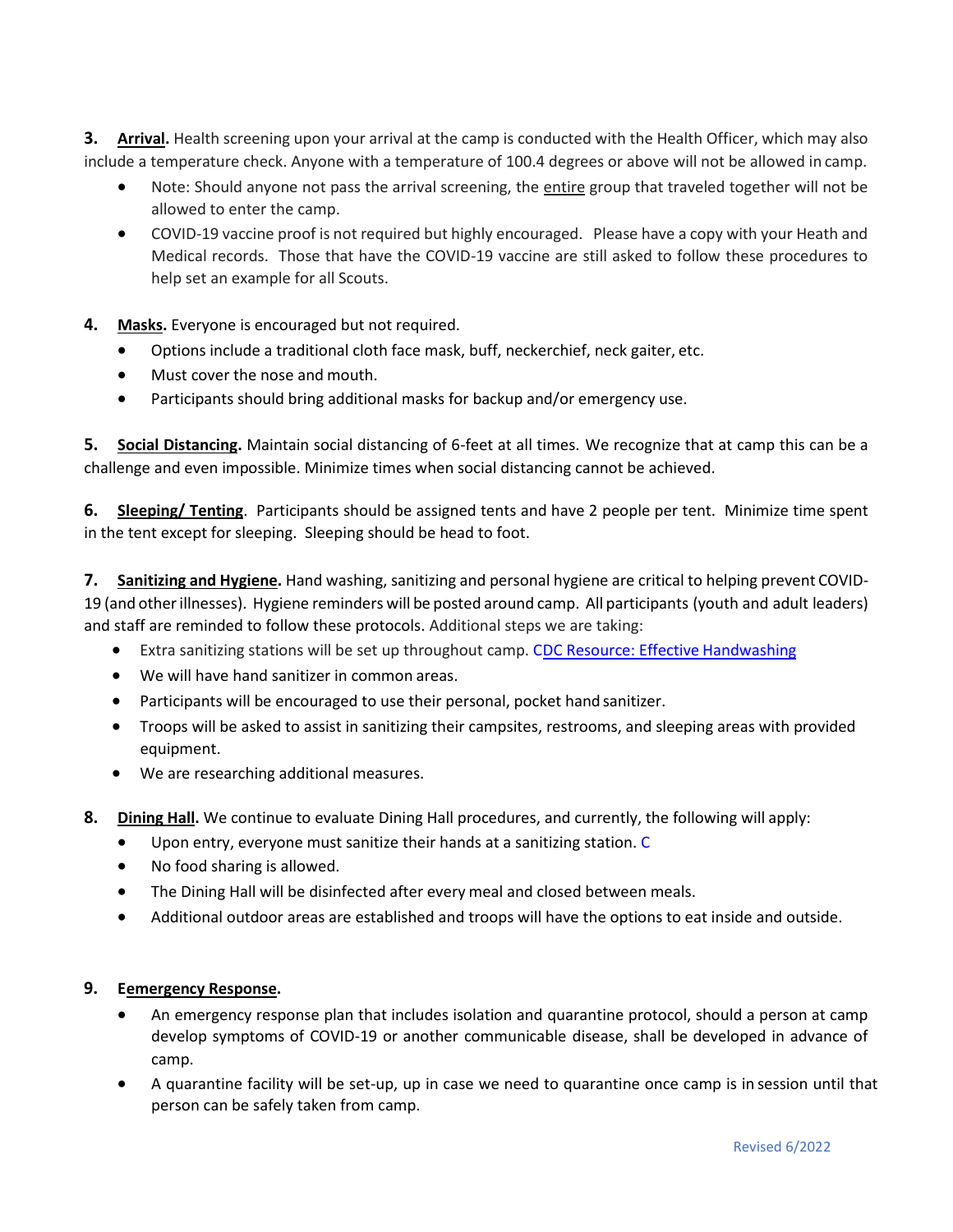**3. Arrival.** Health screening upon your arrival at the camp is conducted with the Health Officer, which may also include a temperature check. Anyone with a temperature of 100.4 degrees or above will not be allowed in camp.

- Note: Should anyone not pass the arrival screening, the entire group that traveled together will not be allowed to enter the camp.
- COVID-19 vaccine proof is not required but highly encouraged. Please have a copy with your Heath and Medical records. Those that have the COVID-19 vaccine are still asked to follow these procedures to help set an example for all Scouts.

**4. Masks.** Everyone is encouraged but not required.

- Options include a traditional cloth face mask, buff, neckerchief, neck gaiter, etc.
- Must cover the nose and mouth.
- Participants should bring additional masks for backup and/or emergency use.

**5. Social Distancing.** Maintain social distancing of 6-feet at all times. We recognize that at camp this can be a challenge and even impossible. Minimize times when social distancing cannot be achieved.

**6. Sleeping/ Tenting**. Participants should be assigned tents and have 2 people per tent. Minimize time spent in the tent except for sleeping. Sleeping should be head to foot.

**7. Sanitizing and Hygiene.** Hand washing, sanitizing and personal hygiene are critical to helping prevent COVID-19 (and other illnesses). Hygiene reminders will be posted around camp. All participants (youth and adult leaders) and staff are reminded to follow these protocols. Additional steps we are taking:

- Extra sanitizing stations will be set up throughout camp. CDC Resource: Effective Handwashing
- We will have hand sanitizer in common areas.
- Participants will be encouraged to use their personal, pocket hand sanitizer.
- Troops will be asked to assist in sanitizing their campsites, restrooms, and sleeping areas with provided equipment.
- We are researching additional measures.

**8. Dining Hall.** We continue to evaluate Dining Hall procedures, and currently, the following will apply:

- Upon entry, everyone must sanitize their hands at a sanitizing station. C
- No food sharing is allowed.
- The Dining Hall will be disinfected after every meal and closed between meals.
- Additional outdoor areas are established and troops will have the options to eat inside and outside.

**9. Eemergency Response.**

- An emergency response plan that includes isolation and quarantine protocol, should a person at camp develop symptoms of COVID-19 or another communicable disease, shall be developed in advance of camp.
- A quarantine facility will be set-up, up in case we need to quarantine once camp is in session until that person can be safely taken from camp.

Revised 6/2022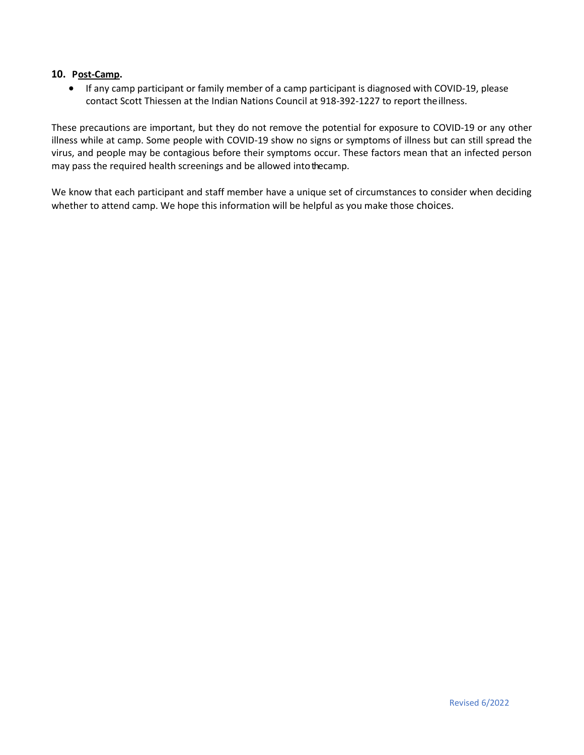**10. Post-Camp.**

- If any camp participant or family member of a camp participant is diagnosed with COVID-19, please contact Scott Thiessen at the Indian Nations Council at 918-392-1227 to report the illness.

These precautions are important, but they do not remove the potential for exposure to COVID-19 or any other illness while at camp. Some people with COVID-19 show no signs or symptoms of illness but can still spread the virus, and people may be contagious before their symptoms occur. These factors mean that an infected person may pass the required health screenings and be allowed into the camp.

We know that each participant and staff member have a unique set of circumstances to consider when deciding whether to attend camp. We hope this information will be helpful as you make those choices.

Revised 6/2022